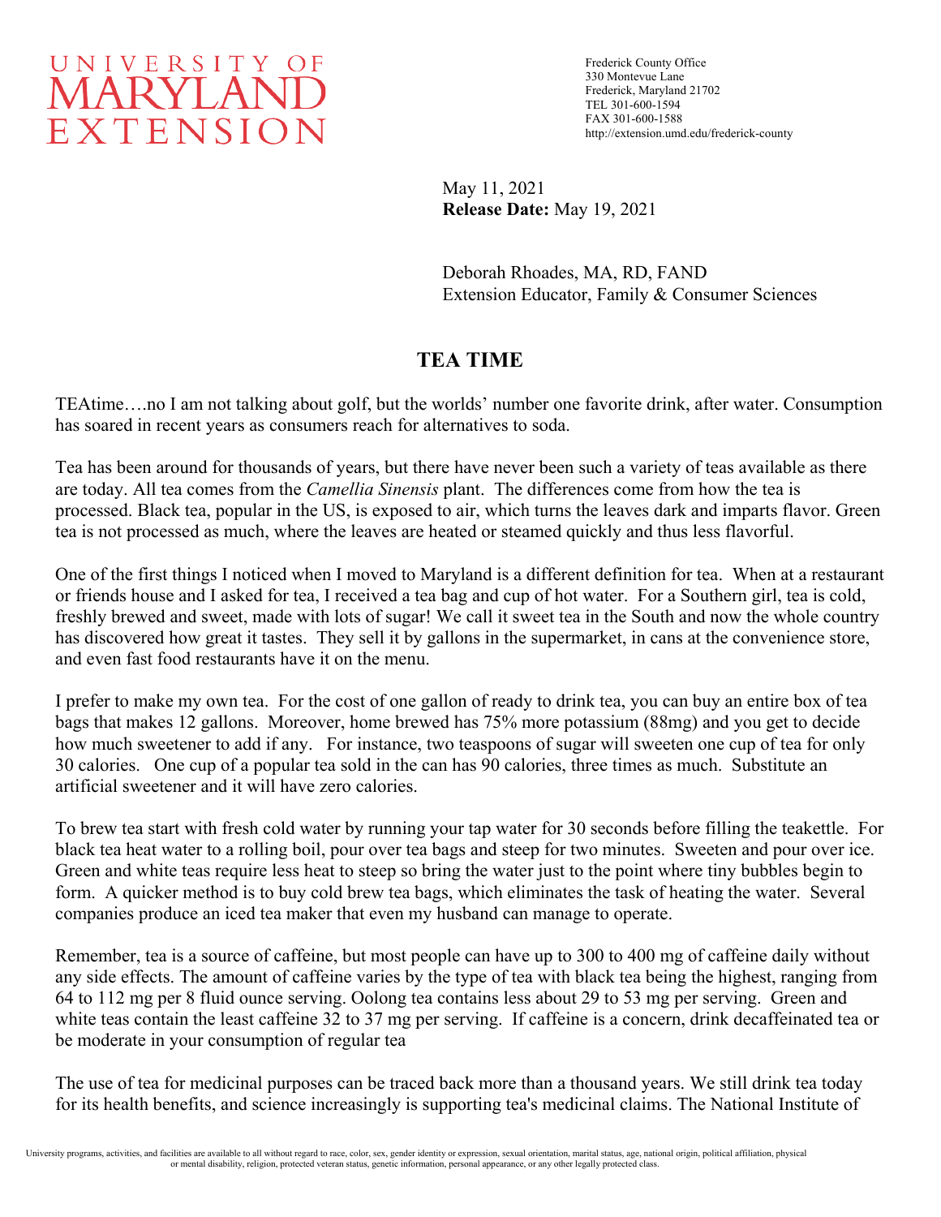UNIVERSITY OF MARYLAND EXTENSION

Frederick County Office
330 Montevue Lane
Frederick, Maryland 21702
TEL 301-600-1594
FAX 301-600-1588
http://extension.umd.edu/frederick-county

May 11, 2021
**Release Date:** May 19, 2021

Deborah Rhoades, MA, RD, FAND
Extension Educator, Family & Consumer Sciences

# TEA TIME

TEAtime….no I am not talking about golf, but the worlds' number one favorite drink, after water. Consumption has soared in recent years as consumers reach for alternatives to soda.

Tea has been around for thousands of years, but there have never been such a variety of teas available as there are today. All tea comes from the *Camellia Sinensis* plant. The differences come from how the tea is processed. Black tea, popular in the US, is exposed to air, which turns the leaves dark and imparts flavor. Green tea is not processed as much, where the leaves are heated or steamed quickly and thus less flavorful.

One of the first things I noticed when I moved to Maryland is a different definition for tea. When at a restaurant or friends house and I asked for tea, I received a tea bag and cup of hot water. For a Southern girl, tea is cold, freshly brewed and sweet, made with lots of sugar! We call it sweet tea in the South and now the whole country has discovered how great it tastes. They sell it by gallons in the supermarket, in cans at the convenience store, and even fast food restaurants have it on the menu.

I prefer to make my own tea. For the cost of one gallon of ready to drink tea, you can buy an entire box of tea bags that makes 12 gallons. Moreover, home brewed has 75% more potassium (88mg) and you get to decide how much sweetener to add if any. For instance, two teaspoons of sugar will sweeten one cup of tea for only 30 calories. One cup of a popular tea sold in the can has 90 calories, three times as much. Substitute an artificial sweetener and it will have zero calories.

To brew tea start with fresh cold water by running your tap water for 30 seconds before filling the teakettle. For black tea heat water to a rolling boil, pour over tea bags and steep for two minutes. Sweeten and pour over ice. Green and white teas require less heat to steep so bring the water just to the point where tiny bubbles begin to form. A quicker method is to buy cold brew tea bags, which eliminates the task of heating the water. Several companies produce an iced tea maker that even my husband can manage to operate.

Remember, tea is a source of caffeine, but most people can have up to 300 to 400 mg of caffeine daily without any side effects. The amount of caffeine varies by the type of tea with black tea being the highest, ranging from 64 to 112 mg per 8 fluid ounce serving. Oolong tea contains less about 29 to 53 mg per serving. Green and white teas contain the least caffeine 32 to 37 mg per serving. If caffeine is a concern, drink decaffeinated tea or be moderate in your consumption of regular tea

The use of tea for medicinal purposes can be traced back more than a thousand years. We still drink tea today for its health benefits, and science increasingly is supporting tea's medicinal claims. The National Institute of

University programs, activities, and facilities are available to all without regard to race, color, sex, gender identity or expression, sexual orientation, marital status, age, national origin, political affiliation, physical or mental disability, religion, protected veteran status, genetic information, personal appearance, or any other legally protected class.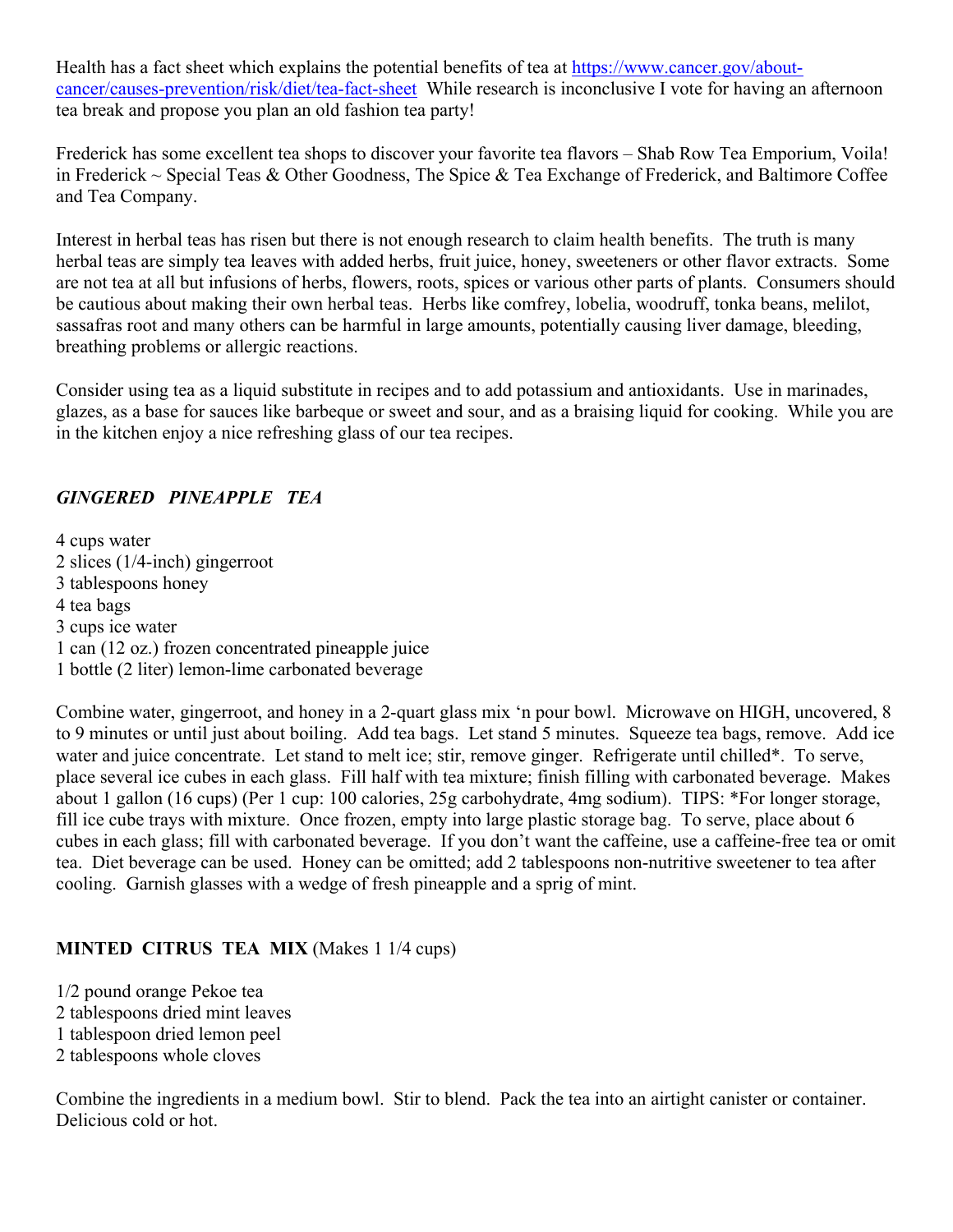Health has a fact sheet which explains the potential benefits of tea at [https://www.cancer.gov/about-cancer/causes-prevention/risk/diet/tea-fact-sheet](https://www.cancer.gov/about-cancer/causes-prevention/risk/diet/tea-fact-sheet) While research is inconclusive I vote for having an afternoon tea break and propose you plan an old fashion tea party!

Frederick has some excellent tea shops to discover your favorite tea flavors – Shab Row Tea Emporium, Voila! in Frederick ~ Special Teas & Other Goodness, The Spice & Tea Exchange of Frederick, and Baltimore Coffee and Tea Company.

Interest in herbal teas has risen but there is not enough research to claim health benefits. The truth is many herbal teas are simply tea leaves with added herbs, fruit juice, honey, sweeteners or other flavor extracts. Some are not tea at all but infusions of herbs, flowers, roots, spices or various other parts of plants. Consumers should be cautious about making their own herbal teas. Herbs like comfrey, lobelia, woodruff, tonka beans, melilot, sassafras root and many others can be harmful in large amounts, potentially causing liver damage, bleeding, breathing problems or allergic reactions.

Consider using tea as a liquid substitute in recipes and to add potassium and antioxidants. Use in marinades, glazes, as a base for sauces like barbeque or sweet and sour, and as a braising liquid for cooking. While you are in the kitchen enjoy a nice refreshing glass of our tea recipes.

***GINGERED PINEAPPLE TEA***

4 cups water
2 slices (1/4-inch) gingerroot
3 tablespoons honey
4 tea bags
3 cups ice water
1 can (12 oz.) frozen concentrated pineapple juice
1 bottle (2 liter) lemon-lime carbonated beverage

Combine water, gingerroot, and honey in a 2-quart glass mix 'n pour bowl. Microwave on HIGH, uncovered, 8 to 9 minutes or until just about boiling. Add tea bags. Let stand 5 minutes. Squeeze tea bags, remove. Add ice water and juice concentrate. Let stand to melt ice; stir, remove ginger. Refrigerate until chilled*. To serve, place several ice cubes in each glass. Fill half with tea mixture; finish filling with carbonated beverage. Makes about 1 gallon (16 cups) (Per 1 cup: 100 calories, 25g carbohydrate, 4mg sodium). TIPS: *For longer storage, fill ice cube trays with mixture. Once frozen, empty into large plastic storage bag. To serve, place about 6 cubes in each glass; fill with carbonated beverage. If you don't want the caffeine, use a caffeine-free tea or omit tea. Diet beverage can be used. Honey can be omitted; add 2 tablespoons non-nutritive sweetener to tea after cooling. Garnish glasses with a wedge of fresh pineapple and a sprig of mint.

**MINTED CITRUS TEA MIX** (Makes 1 1/4 cups)

1/2 pound orange Pekoe tea
2 tablespoons dried mint leaves
1 tablespoon dried lemon peel
2 tablespoons whole cloves

Combine the ingredients in a medium bowl. Stir to blend. Pack the tea into an airtight canister or container. Delicious cold or hot.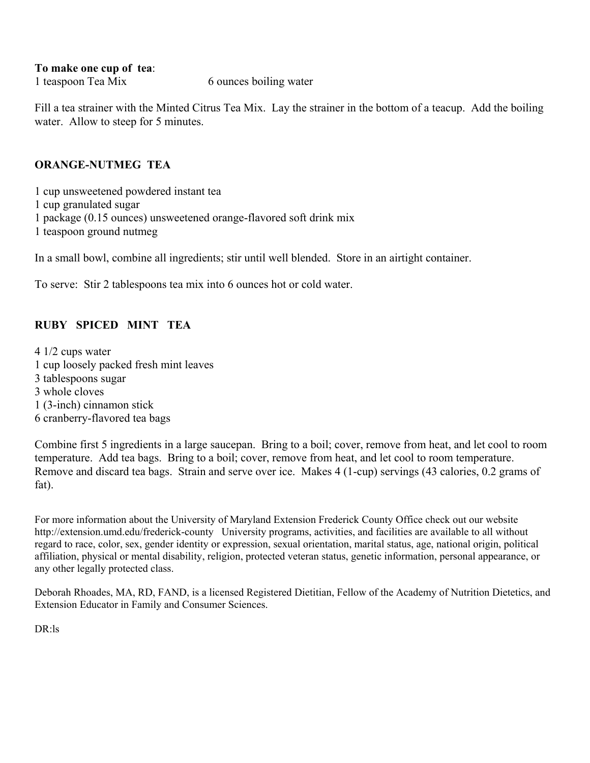**To make one cup of tea**:

1 teaspoon Tea Mix　　　　　6 ounces boiling water

Fill a tea strainer with the Minted Citrus Tea Mix. Lay the strainer in the bottom of a teacup. Add the boiling water. Allow to steep for 5 minutes.

## ORANGE-NUTMEG TEA

1 cup unsweetened powdered instant tea
1 cup granulated sugar
1 package (0.15 ounces) unsweetened orange-flavored soft drink mix
1 teaspoon ground nutmeg

In a small bowl, combine all ingredients; stir until well blended. Store in an airtight container.

To serve: Stir 2 tablespoons tea mix into 6 ounces hot or cold water.

## RUBY SPICED MINT TEA

4 1/2 cups water
1 cup loosely packed fresh mint leaves
3 tablespoons sugar
3 whole cloves
1 (3-inch) cinnamon stick
6 cranberry-flavored tea bags

Combine first 5 ingredients in a large saucepan. Bring to a boil; cover, remove from heat, and let cool to room temperature. Add tea bags. Bring to a boil; cover, remove from heat, and let cool to room temperature. Remove and discard tea bags. Strain and serve over ice. Makes 4 (1-cup) servings (43 calories, 0.2 grams of fat).

For more information about the University of Maryland Extension Frederick County Office check out our website http://extension.umd.edu/frederick-county University programs, activities, and facilities are available to all without regard to race, color, sex, gender identity or expression, sexual orientation, marital status, age, national origin, political affiliation, physical or mental disability, religion, protected veteran status, genetic information, personal appearance, or any other legally protected class.

Deborah Rhoades, MA, RD, FAND, is a licensed Registered Dietitian, Fellow of the Academy of Nutrition Dietetics, and Extension Educator in Family and Consumer Sciences.

DR:ls